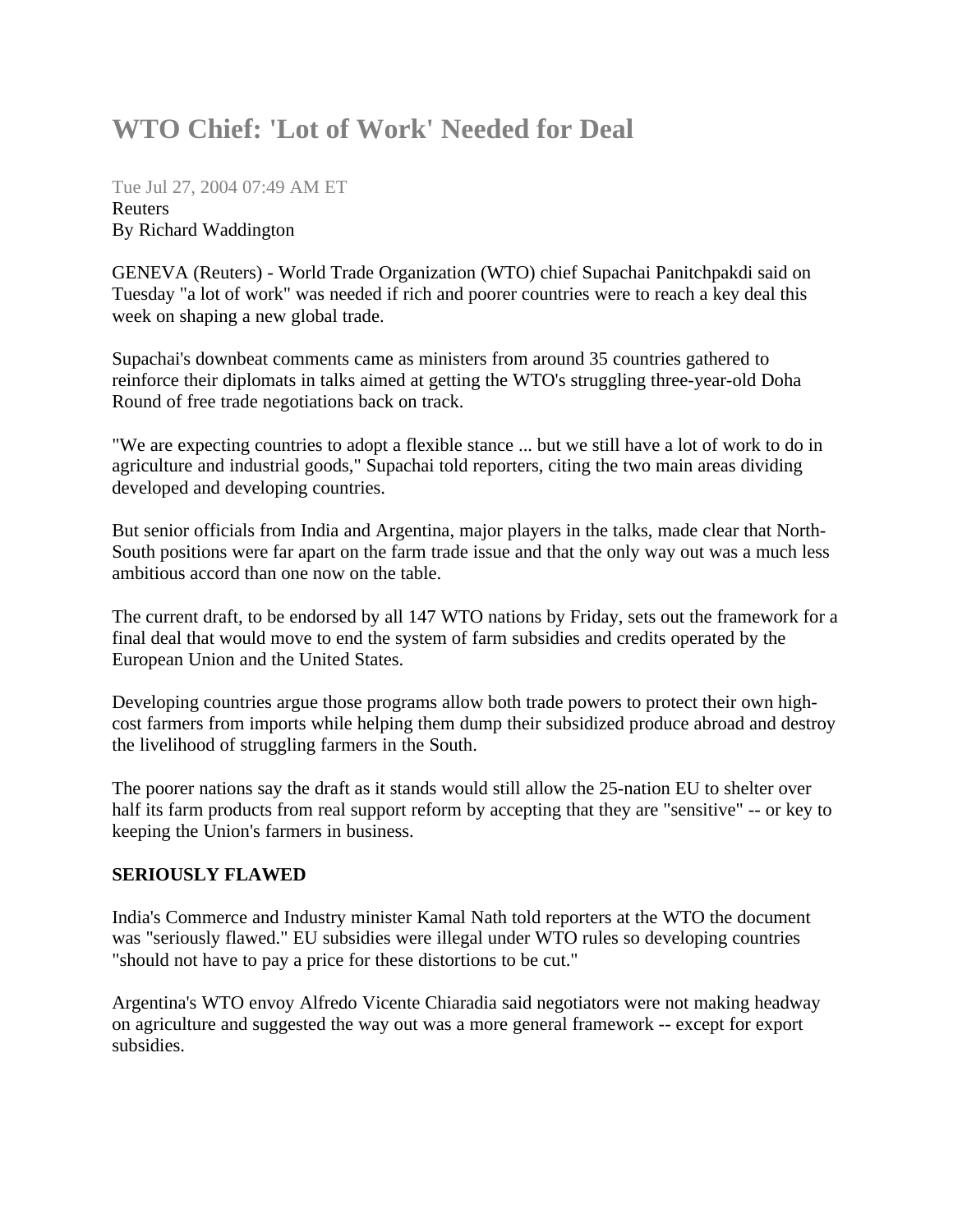# WTO Chief: 'Lot of Work' Needed for Deal

Tue Jul 27, 2004 07:49 AM ET
Reuters
By Richard Waddington

GENEVA (Reuters) - World Trade Organization (WTO) chief Supachai Panitchpakdi said on Tuesday "a lot of work" was needed if rich and poorer countries were to reach a key deal this week on shaping a new global trade.

Supachai's downbeat comments came as ministers from around 35 countries gathered to reinforce their diplomats in talks aimed at getting the WTO's struggling three-year-old Doha Round of free trade negotiations back on track.

"We are expecting countries to adopt a flexible stance ... but we still have a lot of work to do in agriculture and industrial goods," Supachai told reporters, citing the two main areas dividing developed and developing countries.

But senior officials from India and Argentina, major players in the talks, made clear that North-South positions were far apart on the farm trade issue and that the only way out was a much less ambitious accord than one now on the table.

The current draft, to be endorsed by all 147 WTO nations by Friday, sets out the framework for a final deal that would move to end the system of farm subsidies and credits operated by the European Union and the United States.

Developing countries argue those programs allow both trade powers to protect their own high-cost farmers from imports while helping them dump their subsidized produce abroad and destroy the livelihood of struggling farmers in the South.

The poorer nations say the draft as it stands would still allow the 25-nation EU to shelter over half its farm products from real support reform by accepting that they are "sensitive" -- or key to keeping the Union's farmers in business.

**SERIOUSLY FLAWED**

India's Commerce and Industry minister Kamal Nath told reporters at the WTO the document was "seriously flawed." EU subsidies were illegal under WTO rules so developing countries "should not have to pay a price for these distortions to be cut."

Argentina's WTO envoy Alfredo Vicente Chiaradia said negotiators were not making headway on agriculture and suggested the way out was a more general framework -- except for export subsidies.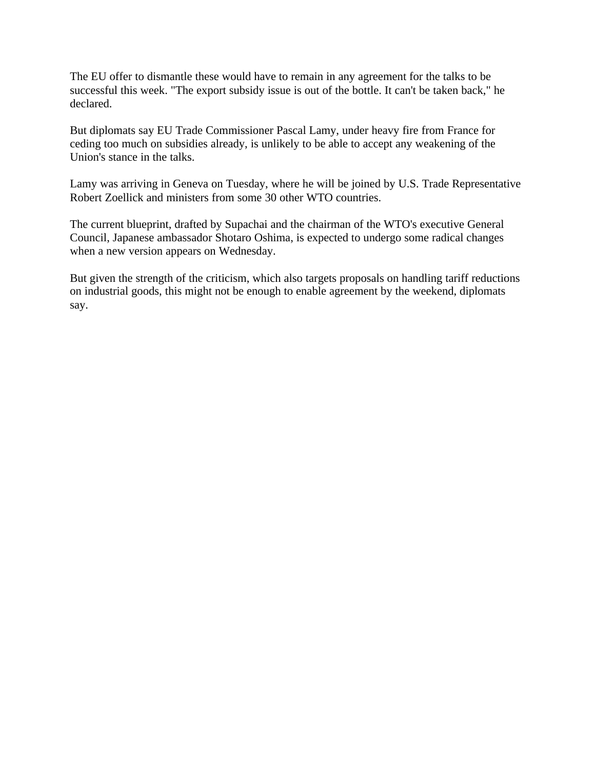The EU offer to dismantle these would have to remain in any agreement for the talks to be successful this week. "The export subsidy issue is out of the bottle. It can't be taken back," he declared.

But diplomats say EU Trade Commissioner Pascal Lamy, under heavy fire from France for ceding too much on subsidies already, is unlikely to be able to accept any weakening of the Union's stance in the talks.

Lamy was arriving in Geneva on Tuesday, where he will be joined by U.S. Trade Representative Robert Zoellick and ministers from some 30 other WTO countries.

The current blueprint, drafted by Supachai and the chairman of the WTO's executive General Council, Japanese ambassador Shotaro Oshima, is expected to undergo some radical changes when a new version appears on Wednesday.

But given the strength of the criticism, which also targets proposals on handling tariff reductions on industrial goods, this might not be enough to enable agreement by the weekend, diplomats say.